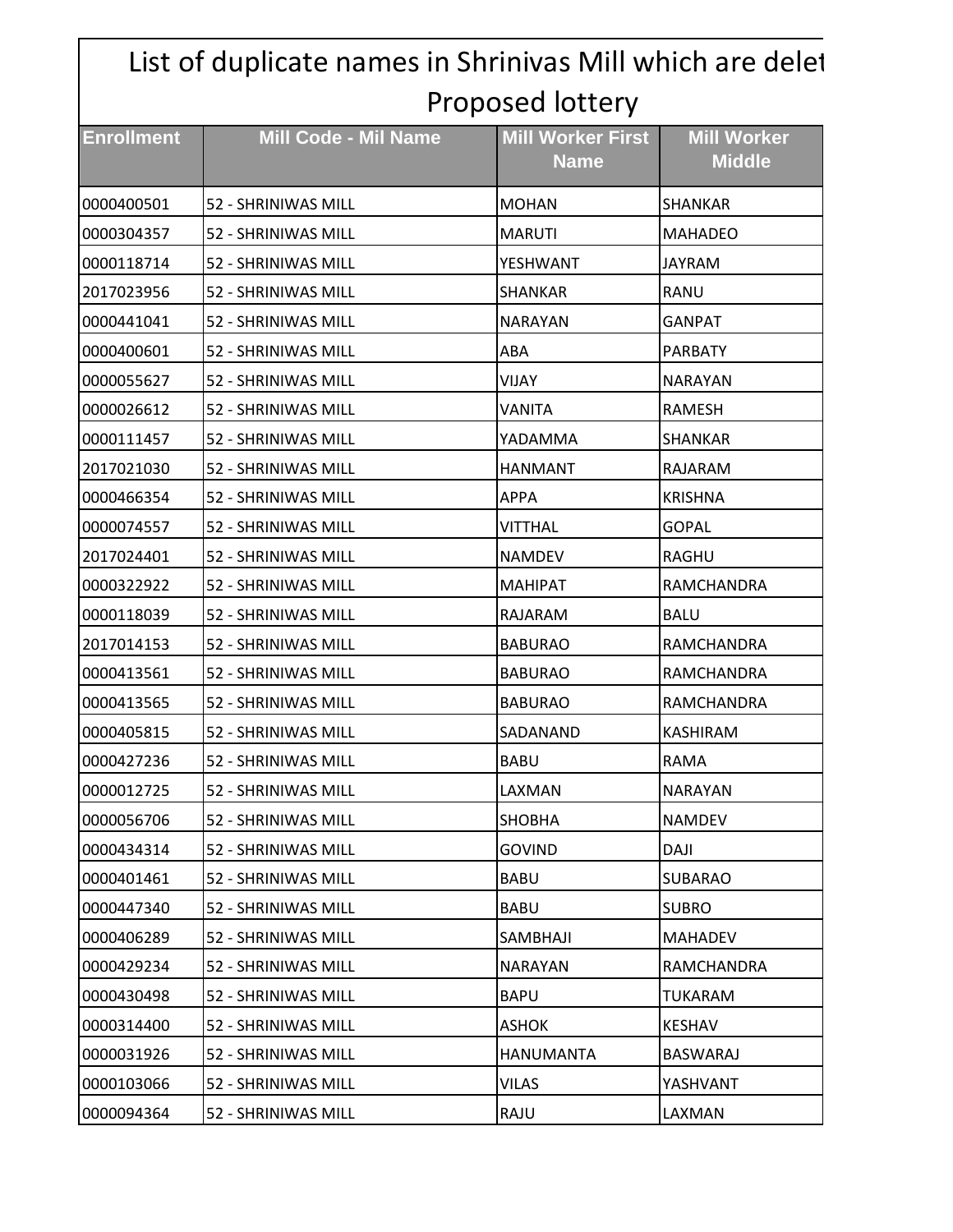# List of duplicate names in Shrinivas Mill which are delet

## Proposed lottery

| Enrollment | Mill Code - Mil Name | Mill Worker First Name | Mill Worker Middle |
|---|---|---|---|
| 0000400501 | 52 - SHRINIWAS MILL | MOHAN | SHANKAR |
| 0000304357 | 52 - SHRINIWAS MILL | MARUTI | MAHADEO |
| 0000118714 | 52 - SHRINIWAS MILL | YESHWANT | JAYRAM |
| 2017023956 | 52 - SHRINIWAS MILL | SHANKAR | RANU |
| 0000441041 | 52 - SHRINIWAS MILL | NARAYAN | GANPAT |
| 0000400601 | 52 - SHRINIWAS MILL | ABA | PARBATY |
| 0000055627 | 52 - SHRINIWAS MILL | VIJAY | NARAYAN |
| 0000026612 | 52 - SHRINIWAS MILL | VANITA | RAMESH |
| 0000111457 | 52 - SHRINIWAS MILL | YADAMMA | SHANKAR |
| 2017021030 | 52 - SHRINIWAS MILL | HANMANT | RAJARAM |
| 0000466354 | 52 - SHRINIWAS MILL | APPA | KRISHNA |
| 0000074557 | 52 - SHRINIWAS MILL | VITTHAL | GOPAL |
| 2017024401 | 52 - SHRINIWAS MILL | NAMDEV | RAGHU |
| 0000322922 | 52 - SHRINIWAS MILL | MAHIPAT | RAMCHANDRA |
| 0000118039 | 52 - SHRINIWAS MILL | RAJARAM | BALU |
| 2017014153 | 52 - SHRINIWAS MILL | BABURAO | RAMCHANDRA |
| 0000413561 | 52 - SHRINIWAS MILL | BABURAO | RAMCHANDRA |
| 0000413565 | 52 - SHRINIWAS MILL | BABURAO | RAMCHANDRA |
| 0000405815 | 52 - SHRINIWAS MILL | SADANAND | KASHIRAM |
| 0000427236 | 52 - SHRINIWAS MILL | BABU | RAMA |
| 0000012725 | 52 - SHRINIWAS MILL | LAXMAN | NARAYAN |
| 0000056706 | 52 - SHRINIWAS MILL | SHOBHA | NAMDEV |
| 0000434314 | 52 - SHRINIWAS MILL | GOVIND | DAJI |
| 0000401461 | 52 - SHRINIWAS MILL | BABU | SUBARAO |
| 0000447340 | 52 - SHRINIWAS MILL | BABU | SUBRO |
| 0000406289 | 52 - SHRINIWAS MILL | SAMBHAJI | MAHADEV |
| 0000429234 | 52 - SHRINIWAS MILL | NARAYAN | RAMCHANDRA |
| 0000430498 | 52 - SHRINIWAS MILL | BAPU | TUKARAM |
| 0000314400 | 52 - SHRINIWAS MILL | ASHOK | KESHAV |
| 0000031926 | 52 - SHRINIWAS MILL | HANUMANTA | BASWARAJ |
| 0000103066 | 52 - SHRINIWAS MILL | VILAS | YASHVANT |
| 0000094364 | 52 - SHRINIWAS MILL | RAJU | LAXMAN |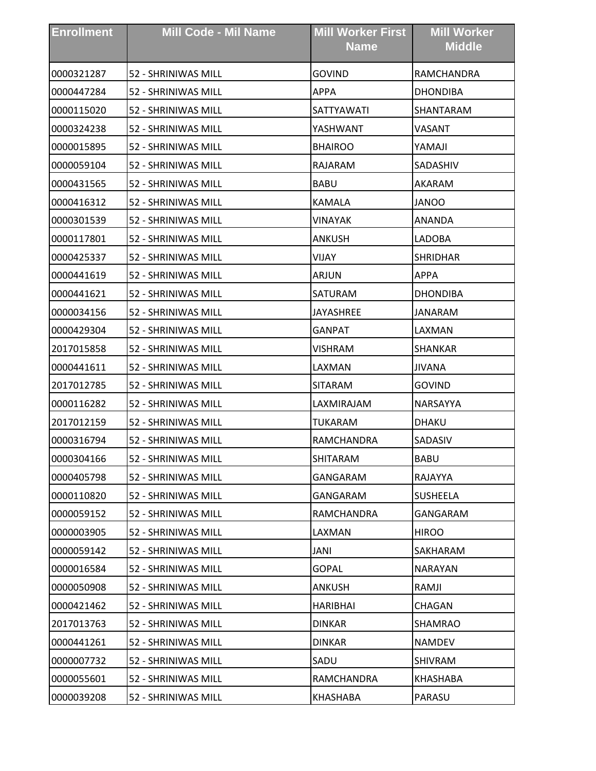| Enrollment | Mill Code - Mil Name | Mill Worker First Name | Mill Worker Middle |
|---|---|---|---|
| 0000321287 | 52 - SHRINIWAS MILL | GOVIND | RAMCHANDRA |
| 0000447284 | 52 - SHRINIWAS MILL | APPA | DHONDIBA |
| 0000115020 | 52 - SHRINIWAS MILL | SATTYAWATI | SHANTARAM |
| 0000324238 | 52 - SHRINIWAS MILL | YASHWANT | VASANT |
| 0000015895 | 52 - SHRINIWAS MILL | BHAIROO | YAMAJI |
| 0000059104 | 52 - SHRINIWAS MILL | RAJARAM | SADASHIV |
| 0000431565 | 52 - SHRINIWAS MILL | BABU | AKARAM |
| 0000416312 | 52 - SHRINIWAS MILL | KAMALA | JANOO |
| 0000301539 | 52 - SHRINIWAS MILL | VINAYAK | ANANDA |
| 0000117801 | 52 - SHRINIWAS MILL | ANKUSH | LADOBA |
| 0000425337 | 52 - SHRINIWAS MILL | VIJAY | SHRIDHAR |
| 0000441619 | 52 - SHRINIWAS MILL | ARJUN | APPA |
| 0000441621 | 52 - SHRINIWAS MILL | SATURAM | DHONDIBA |
| 0000034156 | 52 - SHRINIWAS MILL | JAYASHREE | JANARAM |
| 0000429304 | 52 - SHRINIWAS MILL | GANPAT | LAXMAN |
| 2017015858 | 52 - SHRINIWAS MILL | VISHRAM | SHANKAR |
| 0000441611 | 52 - SHRINIWAS MILL | LAXMAN | JIVANA |
| 2017012785 | 52 - SHRINIWAS MILL | SITARAM | GOVIND |
| 0000116282 | 52 - SHRINIWAS MILL | LAXMIRAJAM | NARSAYYA |
| 2017012159 | 52 - SHRINIWAS MILL | TUKARAM | DHAKU |
| 0000316794 | 52 - SHRINIWAS MILL | RAMCHANDRA | SADASIV |
| 0000304166 | 52 - SHRINIWAS MILL | SHITARAM | BABU |
| 0000405798 | 52 - SHRINIWAS MILL | GANGARAM | RAJAYYA |
| 0000110820 | 52 - SHRINIWAS MILL | GANGARAM | SUSHEELA |
| 0000059152 | 52 - SHRINIWAS MILL | RAMCHANDRA | GANGARAM |
| 0000003905 | 52 - SHRINIWAS MILL | LAXMAN | HIROO |
| 0000059142 | 52 - SHRINIWAS MILL | JANI | SAKHARAM |
| 0000016584 | 52 - SHRINIWAS MILL | GOPAL | NARAYAN |
| 0000050908 | 52 - SHRINIWAS MILL | ANKUSH | RAMJI |
| 0000421462 | 52 - SHRINIWAS MILL | HARIBHAI | CHAGAN |
| 2017013763 | 52 - SHRINIWAS MILL | DINKAR | SHAMRAO |
| 0000441261 | 52 - SHRINIWAS MILL | DINKAR | NAMDEV |
| 0000007732 | 52 - SHRINIWAS MILL | SADU | SHIVRAM |
| 0000055601 | 52 - SHRINIWAS MILL | RAMCHANDRA | KHASHABA |
| 0000039208 | 52 - SHRINIWAS MILL | KHASHABA | PARASU |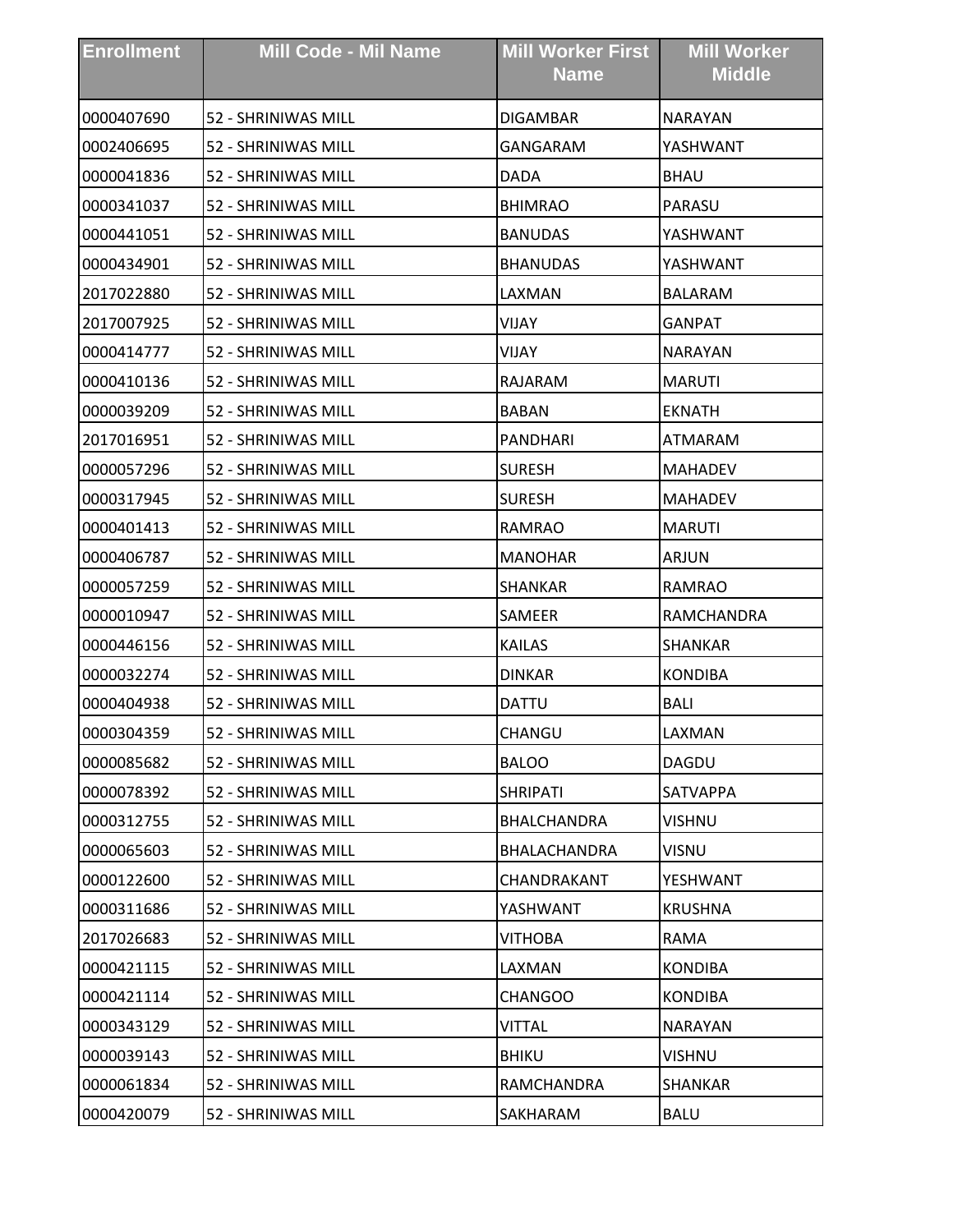| Enrollment | Mill Code - Mil Name | Mill Worker First Name | Mill Worker Middle |
|---|---|---|---|
| 0000407690 | 52 - SHRINIWAS MILL | DIGAMBAR | NARAYAN |
| 0002406695 | 52 - SHRINIWAS MILL | GANGARAM | YASHWANT |
| 0000041836 | 52 - SHRINIWAS MILL | DADA | BHAU |
| 0000341037 | 52 - SHRINIWAS MILL | BHIMRAO | PARASU |
| 0000441051 | 52 - SHRINIWAS MILL | BANUDAS | YASHWANT |
| 0000434901 | 52 - SHRINIWAS MILL | BHANUDAS | YASHWANT |
| 2017022880 | 52 - SHRINIWAS MILL | LAXMAN | BALARAM |
| 2017007925 | 52 - SHRINIWAS MILL | VIJAY | GANPAT |
| 0000414777 | 52 - SHRINIWAS MILL | VIJAY | NARAYAN |
| 0000410136 | 52 - SHRINIWAS MILL | RAJARAM | MARUTI |
| 0000039209 | 52 - SHRINIWAS MILL | BABAN | EKNATH |
| 2017016951 | 52 - SHRINIWAS MILL | PANDHARI | ATMARAM |
| 0000057296 | 52 - SHRINIWAS MILL | SURESH | MAHADEV |
| 0000317945 | 52 - SHRINIWAS MILL | SURESH | MAHADEV |
| 0000401413 | 52 - SHRINIWAS MILL | RAMRAO | MARUTI |
| 0000406787 | 52 - SHRINIWAS MILL | MANOHAR | ARJUN |
| 0000057259 | 52 - SHRINIWAS MILL | SHANKAR | RAMRAO |
| 0000010947 | 52 - SHRINIWAS MILL | SAMEER | RAMCHANDRA |
| 0000446156 | 52 - SHRINIWAS MILL | KAILAS | SHANKAR |
| 0000032274 | 52 - SHRINIWAS MILL | DINKAR | KONDIBA |
| 0000404938 | 52 - SHRINIWAS MILL | DATTU | BALI |
| 0000304359 | 52 - SHRINIWAS MILL | CHANGU | LAXMAN |
| 0000085682 | 52 - SHRINIWAS MILL | BALOO | DAGDU |
| 0000078392 | 52 - SHRINIWAS MILL | SHRIPATI | SATVAPPA |
| 0000312755 | 52 - SHRINIWAS MILL | BHALCHANDRA | VISHNU |
| 0000065603 | 52 - SHRINIWAS MILL | BHALACHANDRA | VISNU |
| 0000122600 | 52 - SHRINIWAS MILL | CHANDRAKANT | YESHWANT |
| 0000311686 | 52 - SHRINIWAS MILL | YASHWANT | KRUSHNA |
| 2017026683 | 52 - SHRINIWAS MILL | VITHOBA | RAMA |
| 0000421115 | 52 - SHRINIWAS MILL | LAXMAN | KONDIBA |
| 0000421114 | 52 - SHRINIWAS MILL | CHANGOO | KONDIBA |
| 0000343129 | 52 - SHRINIWAS MILL | VITTAL | NARAYAN |
| 0000039143 | 52 - SHRINIWAS MILL | BHIKU | VISHNU |
| 0000061834 | 52 - SHRINIWAS MILL | RAMCHANDRA | SHANKAR |
| 0000420079 | 52 - SHRINIWAS MILL | SAKHARAM | BALU |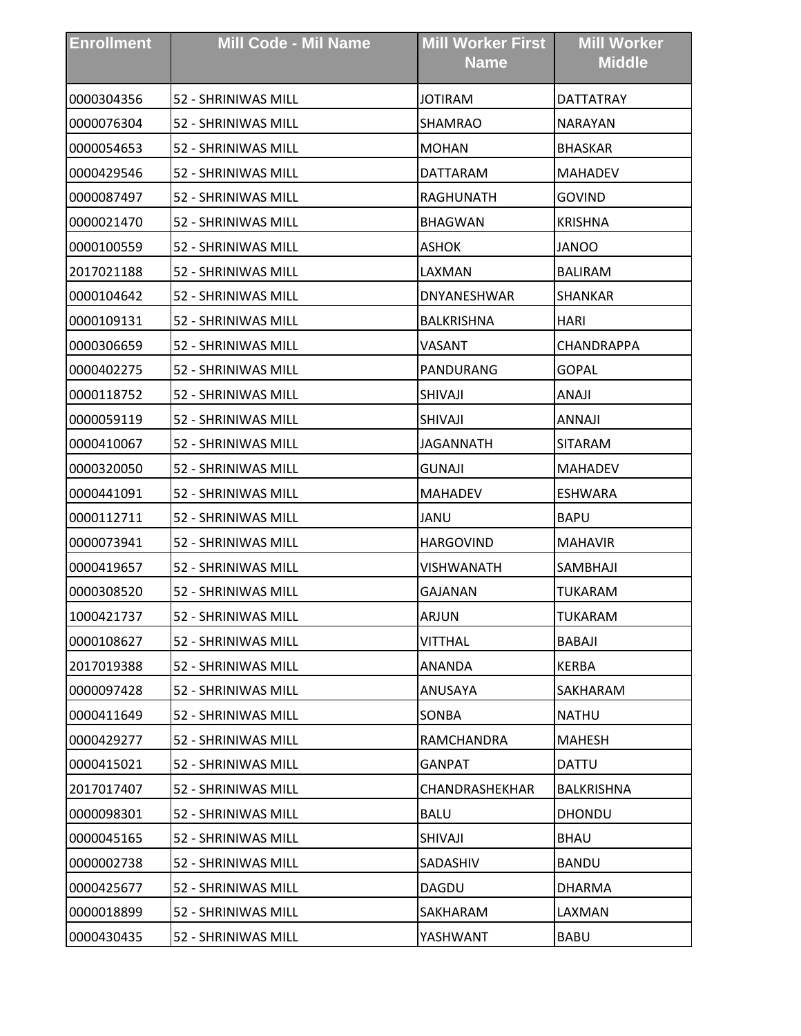| Enrollment | Mill Code - Mil Name | Mill Worker First Name | Mill Worker Middle |
|---|---|---|---|
| 0000304356 | 52 - SHRINIWAS MILL | JOTIRAM | DATTATRAY |
| 0000076304 | 52 - SHRINIWAS MILL | SHAMRAO | NARAYAN |
| 0000054653 | 52 - SHRINIWAS MILL | MOHAN | BHASKAR |
| 0000429546 | 52 - SHRINIWAS MILL | DATTARAM | MAHADEV |
| 0000087497 | 52 - SHRINIWAS MILL | RAGHUNATH | GOVIND |
| 0000021470 | 52 - SHRINIWAS MILL | BHAGWAN | KRISHNA |
| 0000100559 | 52 - SHRINIWAS MILL | ASHOK | JANOO |
| 2017021188 | 52 - SHRINIWAS MILL | LAXMAN | BALIRAM |
| 0000104642 | 52 - SHRINIWAS MILL | DNYANESHWAR | SHANKAR |
| 0000109131 | 52 - SHRINIWAS MILL | BALKRISHNA | HARI |
| 0000306659 | 52 - SHRINIWAS MILL | VASANT | CHANDRAPPA |
| 0000402275 | 52 - SHRINIWAS MILL | PANDURANG | GOPAL |
| 0000118752 | 52 - SHRINIWAS MILL | SHIVAJI | ANAJI |
| 0000059119 | 52 - SHRINIWAS MILL | SHIVAJI | ANNAJI |
| 0000410067 | 52 - SHRINIWAS MILL | JAGANNATH | SITARAM |
| 0000320050 | 52 - SHRINIWAS MILL | GUNAJI | MAHADEV |
| 0000441091 | 52 - SHRINIWAS MILL | MAHADEV | ESHWARA |
| 0000112711 | 52 - SHRINIWAS MILL | JANU | BAPU |
| 0000073941 | 52 - SHRINIWAS MILL | HARGOVIND | MAHAVIR |
| 0000419657 | 52 - SHRINIWAS MILL | VISHWANATH | SAMBHAJI |
| 0000308520 | 52 - SHRINIWAS MILL | GAJANAN | TUKARAM |
| 1000421737 | 52 - SHRINIWAS MILL | ARJUN | TUKARAM |
| 0000108627 | 52 - SHRINIWAS MILL | VITTHAL | BABAJI |
| 2017019388 | 52 - SHRINIWAS MILL | ANANDA | KERBA |
| 0000097428 | 52 - SHRINIWAS MILL | ANUSAYA | SAKHARAM |
| 0000411649 | 52 - SHRINIWAS MILL | SONBA | NATHU |
| 0000429277 | 52 - SHRINIWAS MILL | RAMCHANDRA | MAHESH |
| 0000415021 | 52 - SHRINIWAS MILL | GANPAT | DATTU |
| 2017017407 | 52 - SHRINIWAS MILL | CHANDRASHEKHAR | BALKRISHNA |
| 0000098301 | 52 - SHRINIWAS MILL | BALU | DHONDU |
| 0000045165 | 52 - SHRINIWAS MILL | SHIVAJI | BHAU |
| 0000002738 | 52 - SHRINIWAS MILL | SADASHIV | BANDU |
| 0000425677 | 52 - SHRINIWAS MILL | DAGDU | DHARMA |
| 0000018899 | 52 - SHRINIWAS MILL | SAKHARAM | LAXMAN |
| 0000430435 | 52 - SHRINIWAS MILL | YASHWANT | BABU |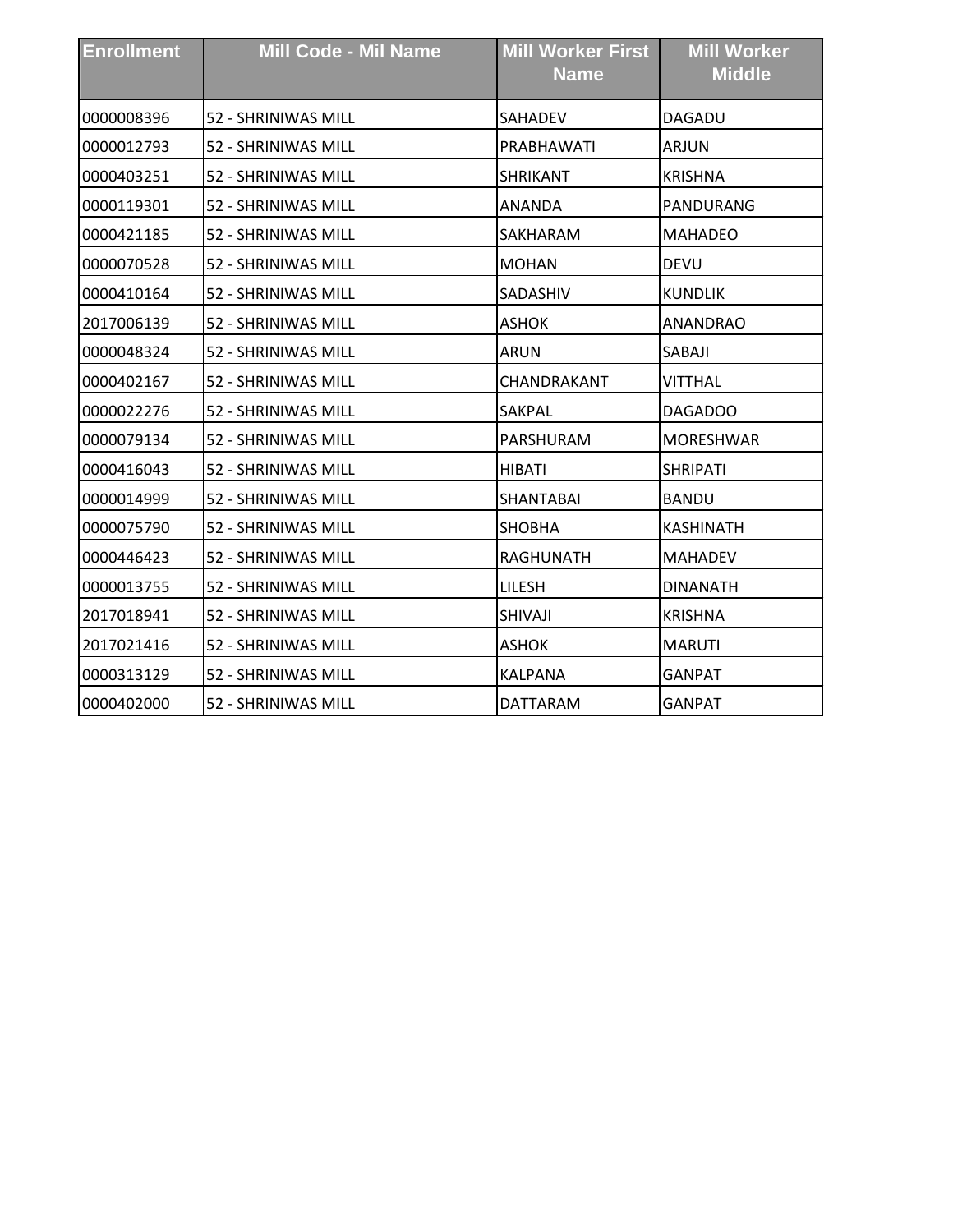| Enrollment | Mill Code - Mil Name | Mill Worker First Name | Mill Worker Middle |
|---|---|---|---|
| 0000008396 | 52 - SHRINIWAS MILL | SAHADEV | DAGADU |
| 0000012793 | 52 - SHRINIWAS MILL | PRABHAWATI | ARJUN |
| 0000403251 | 52 - SHRINIWAS MILL | SHRIKANT | KRISHNA |
| 0000119301 | 52 - SHRINIWAS MILL | ANANDA | PANDURANG |
| 0000421185 | 52 - SHRINIWAS MILL | SAKHARAM | MAHADEO |
| 0000070528 | 52 - SHRINIWAS MILL | MOHAN | DEVU |
| 0000410164 | 52 - SHRINIWAS MILL | SADASHIV | KUNDLIK |
| 2017006139 | 52 - SHRINIWAS MILL | ASHOK | ANANDRAO |
| 0000048324 | 52 - SHRINIWAS MILL | ARUN | SABAJI |
| 0000402167 | 52 - SHRINIWAS MILL | CHANDRAKANT | VITTHAL |
| 0000022276 | 52 - SHRINIWAS MILL | SAKPAL | DAGADOO |
| 0000079134 | 52 - SHRINIWAS MILL | PARSHURAM | MORESHWAR |
| 0000416043 | 52 - SHRINIWAS MILL | HIBATI | SHRIPATI |
| 0000014999 | 52 - SHRINIWAS MILL | SHANTABAI | BANDU |
| 0000075790 | 52 - SHRINIWAS MILL | SHOBHA | KASHINATH |
| 0000446423 | 52 - SHRINIWAS MILL | RAGHUNATH | MAHADEV |
| 0000013755 | 52 - SHRINIWAS MILL | LILESH | DINANATH |
| 2017018941 | 52 - SHRINIWAS MILL | SHIVAJI | KRISHNA |
| 2017021416 | 52 - SHRINIWAS MILL | ASHOK | MARUTI |
| 0000313129 | 52 - SHRINIWAS MILL | KALPANA | GANPAT |
| 0000402000 | 52 - SHRINIWAS MILL | DATTARAM | GANPAT |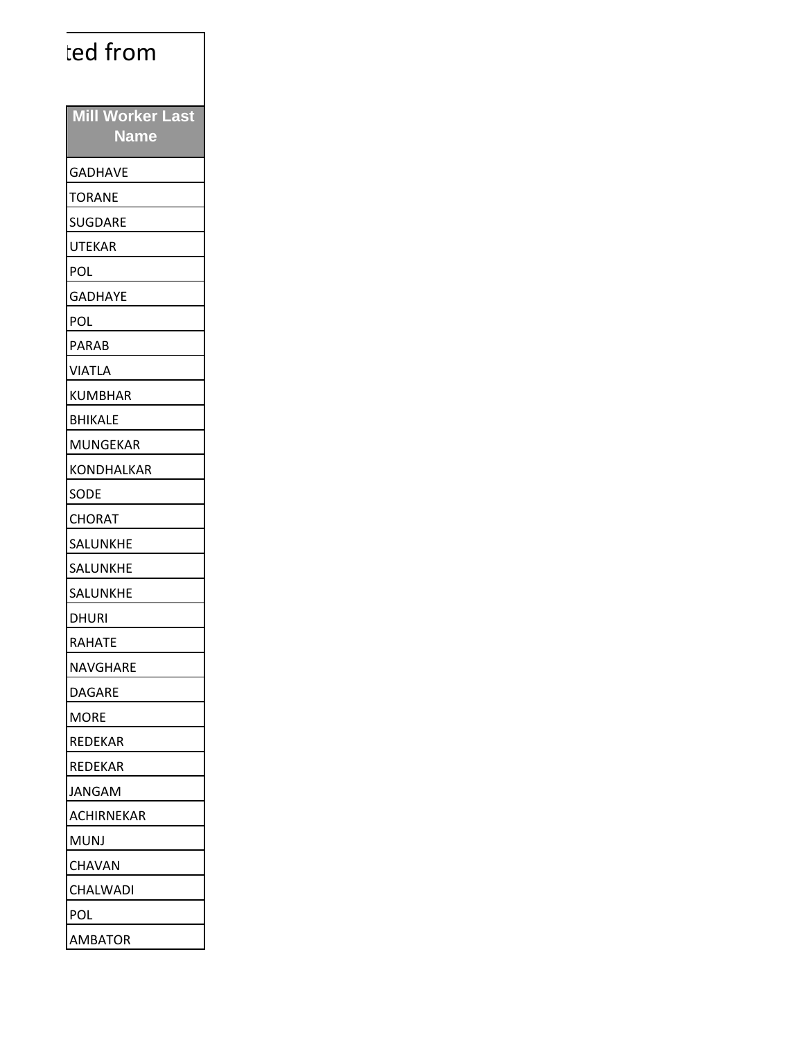ted from

| Mill Worker Last Name |
|---|
| GADHAVE |
| TORANE |
| SUGDARE |
| UTEKAR |
| POL |
| GADHAYE |
| POL |
| PARAB |
| VIATLA |
| KUMBHAR |
| BHIKALE |
| MUNGEKAR |
| KONDHALKAR |
| SODE |
| CHORAT |
| SALUNKHE |
| SALUNKHE |
| SALUNKHE |
| DHURI |
| RAHATE |
| NAVGHARE |
| DAGARE |
| MORE |
| REDEKAR |
| REDEKAR |
| JANGAM |
| ACHIRNEKAR |
| MUNJ |
| CHAVAN |
| CHALWADI |
| POL |
| AMBATOR |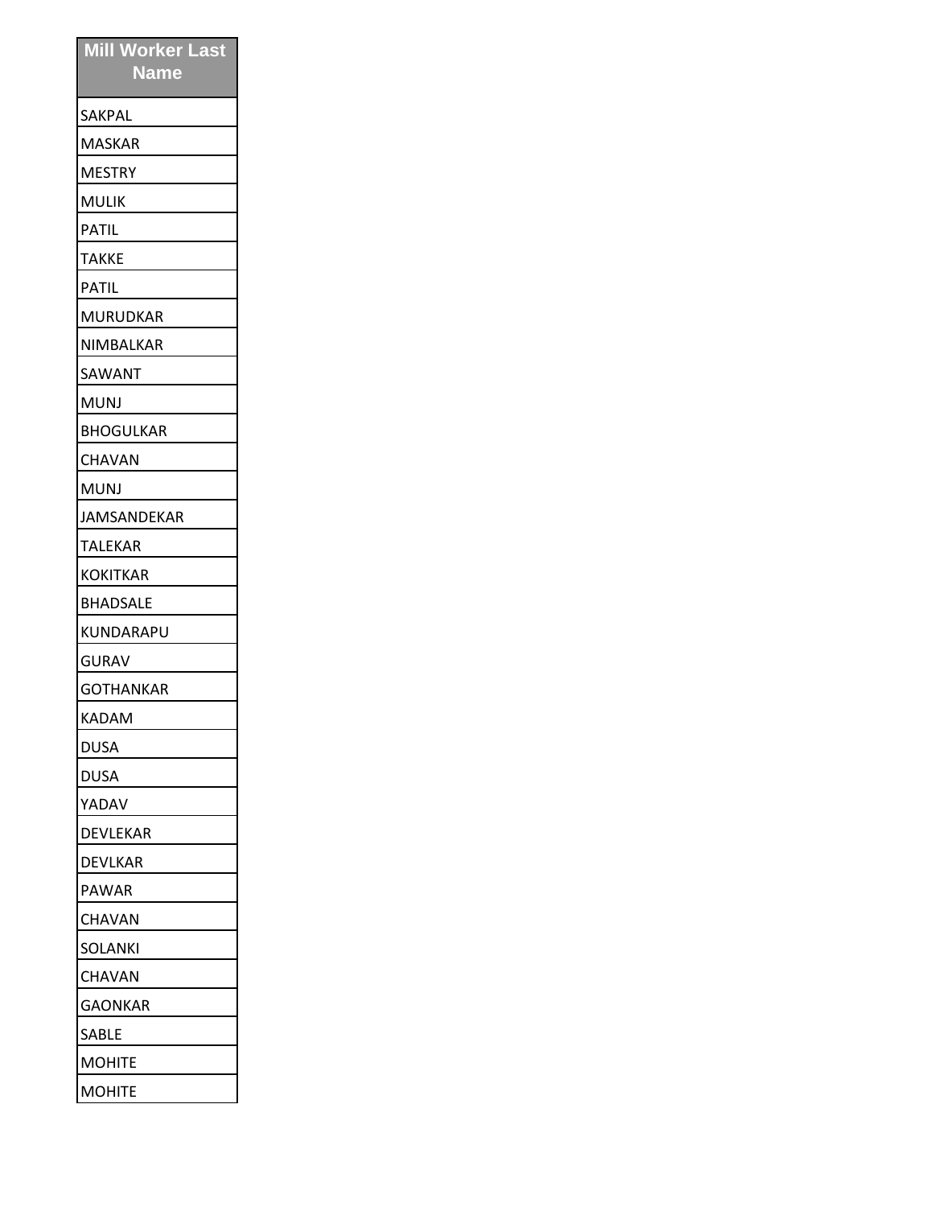| Mill Worker Last Name |
| --- |
| SAKPAL |
| MASKAR |
| MESTRY |
| MULIK |
| PATIL |
| TAKKE |
| PATIL |
| MURUDKAR |
| NIMBALKAR |
| SAWANT |
| MUNJ |
| BHOGULKAR |
| CHAVAN |
| MUNJ |
| JAMSANDEKAR |
| TALEKAR |
| KOKITKAR |
| BHADSALE |
| KUNDARAPU |
| GURAV |
| GOTHANKAR |
| KADAM |
| DUSA |
| DUSA |
| YADAV |
| DEVLEKAR |
| DEVLKAR |
| PAWAR |
| CHAVAN |
| SOLANKI |
| CHAVAN |
| GAONKAR |
| SABLE |
| MOHITE |
| MOHITE |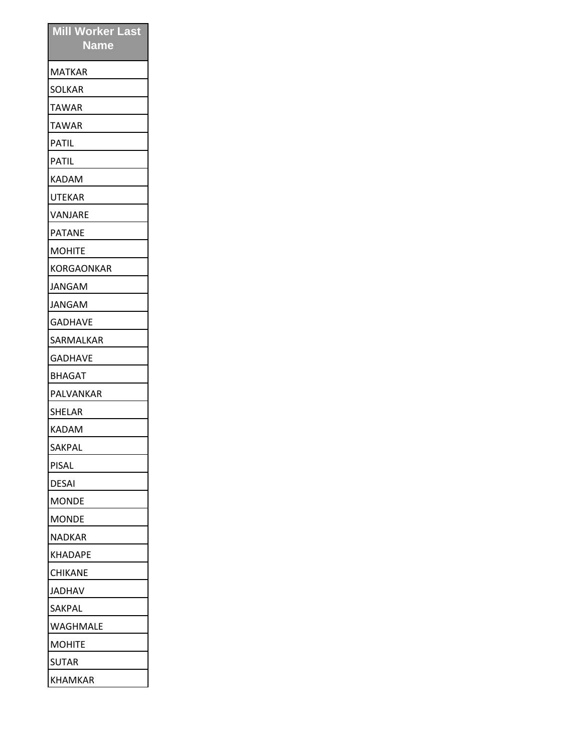| Mill Worker Last Name |
|---|
| MATKAR |
| SOLKAR |
| TAWAR |
| TAWAR |
| PATIL |
| PATIL |
| KADAM |
| UTEKAR |
| VANJARE |
| PATANE |
| MOHITE |
| KORGAONKAR |
| JANGAM |
| JANGAM |
| GADHAVE |
| SARMALKAR |
| GADHAVE |
| BHAGAT |
| PALVANKAR |
| SHELAR |
| KADAM |
| SAKPAL |
| PISAL |
| DESAI |
| MONDE |
| MONDE |
| NADKAR |
| KHADAPE |
| CHIKANE |
| JADHAV |
| SAKPAL |
| WAGHMALE |
| MOHITE |
| SUTAR |
| KHAMKAR |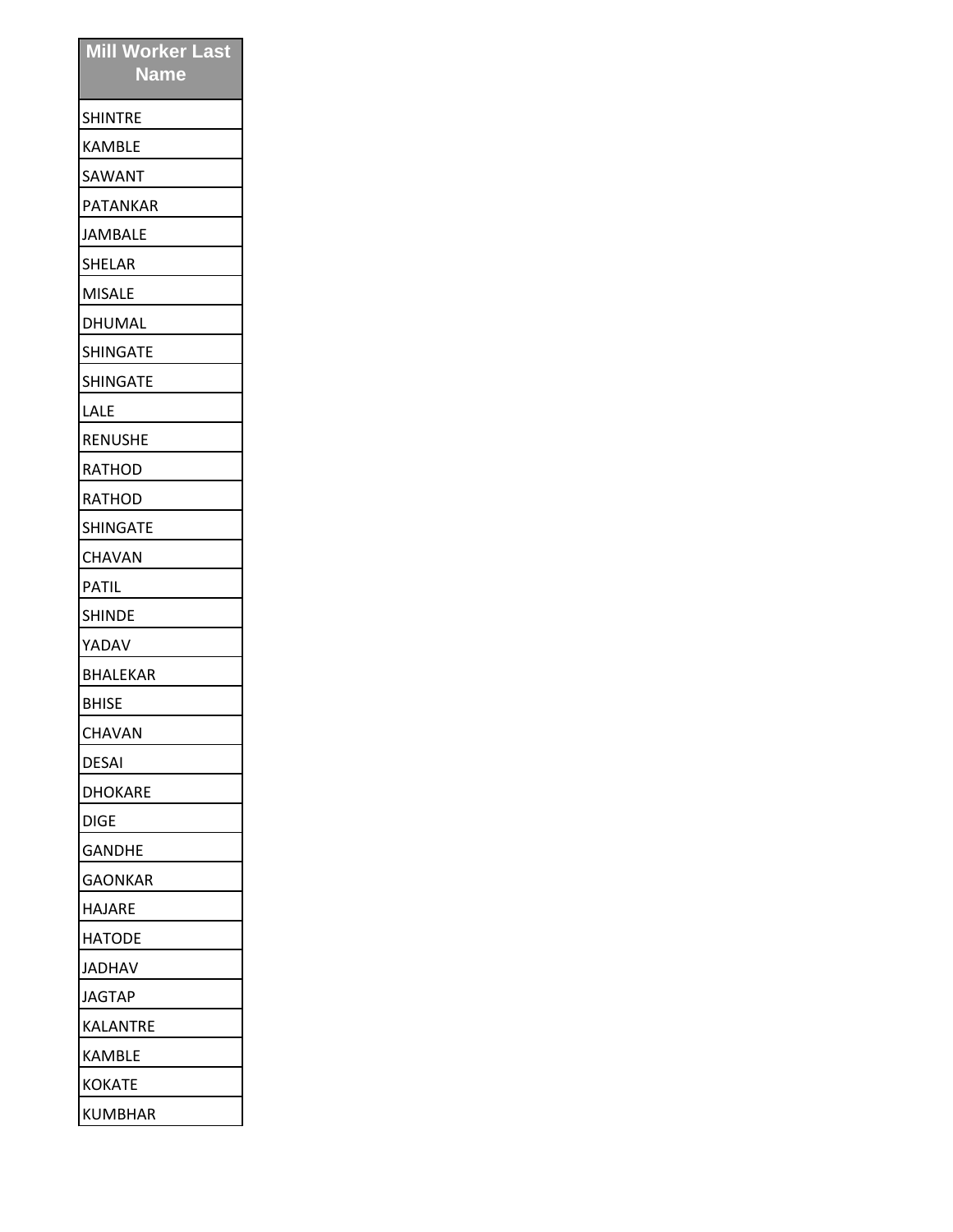| Mill Worker Last Name |
|---|
| SHINTRE |
| KAMBLE |
| SAWANT |
| PATANKAR |
| JAMBALE |
| SHELAR |
| MISALE |
| DHUMAL |
| SHINGATE |
| SHINGATE |
| LALE |
| RENUSHE |
| RATHOD |
| RATHOD |
| SHINGATE |
| CHAVAN |
| PATIL |
| SHINDE |
| YADAV |
| BHALEKAR |
| BHISE |
| CHAVAN |
| DESAI |
| DHOKARE |
| DIGE |
| GANDHE |
| GAONKAR |
| HAJARE |
| HATODE |
| JADHAV |
| JAGTAP |
| KALANTRE |
| KAMBLE |
| KOKATE |
| KUMBHAR |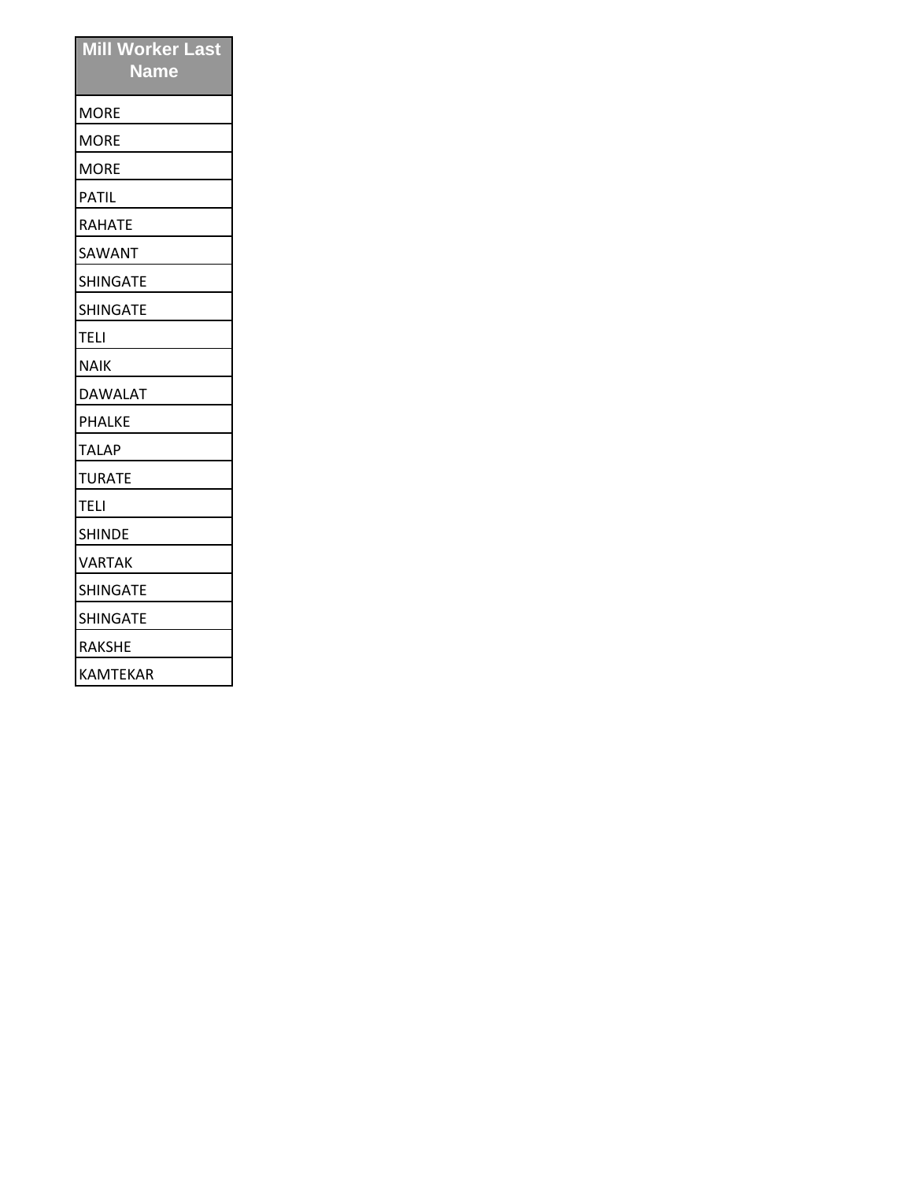| Mill Worker Last Name |
|---|
| MORE |
| MORE |
| MORE |
| PATIL |
| RAHATE |
| SAWANT |
| SHINGATE |
| SHINGATE |
| TELI |
| NAIK |
| DAWALAT |
| PHALKE |
| TALAP |
| TURATE |
| TELI |
| SHINDE |
| VARTAK |
| SHINGATE |
| SHINGATE |
| RAKSHE |
| KAMTEKAR |